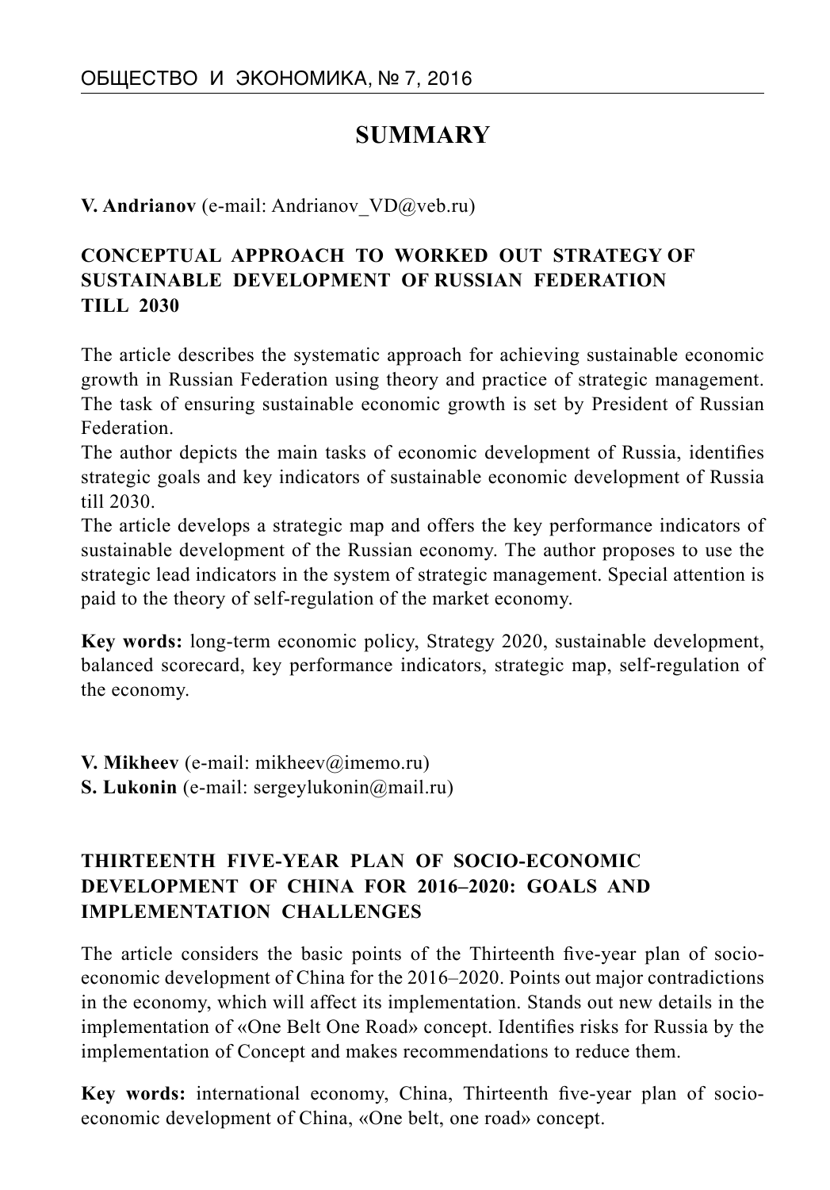# SUMMARY

**V. Andrianov** (e-mail: Andrianov_VD@veb.ru)

## CONCEPTUAL APPROACH TO WORKED OUT STRATEGY OF SUSTAINABLE DEVELOPMENT OF RUSSIAN FEDERATION TILL 2030

The article describes the systematic approach for achieving sustainable economic growth in Russian Federation using theory and practice of strategic management. The task of ensuring sustainable economic growth is set by President of Russian Federation.

The author depicts the main tasks of economic development of Russia, identifies strategic goals and key indicators of sustainable economic development of Russia till 2030.

The article develops a strategic map and offers the key performance indicators of sustainable development of the Russian economy. The author proposes to use the strategic lead indicators in the system of strategic management. Special attention is paid to the theory of self-regulation of the market economy.

**Key words:** long-term economic policy, Strategy 2020, sustainable development, balanced scorecard, key performance indicators, strategic map, self-regulation of the economy.

**V. Mikheev** (e-mail: mikheev@imemo.ru)
**S. Lukonin** (e-mail: sergeylukonin@mail.ru)

## THIRTEENTH FIVE-YEAR PLAN OF SOCIO-ECONOMIC DEVELOPMENT OF CHINA FOR 2016–2020: GOALS AND IMPLEMENTATION CHALLENGES

The article considers the basic points of the Thirteenth five-year plan of socio-economic development of China for the 2016–2020. Points out major contradictions in the economy, which will affect its implementation. Stands out new details in the implementation of «One Belt One Road» concept. Identifies risks for Russia by the implementation of Concept and makes recommendations to reduce them.

**Key words:** international economy, China, Thirteenth five-year plan of socio-economic development of China, «One belt, one road» concept.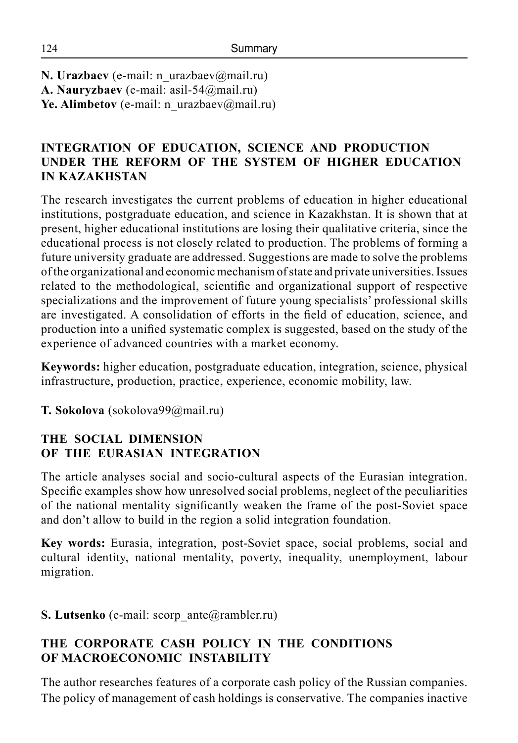**N. Urazbaev** (e-mail: n_urazbaev@mail.ru)
**A. Nauryzbaev** (e-mail: asil-54@mail.ru)
**Ye. Alimbetov** (e-mail: n_urazbaev@mail.ru)

## INTEGRATION OF EDUCATION, SCIENCE AND PRODUCTION UNDER THE REFORM OF THE SYSTEM OF HIGHER EDUCATION IN KAZAKHSTAN

The research investigates the current problems of education in higher educational institutions, postgraduate education, and science in Kazakhstan. It is shown that at present, higher educational institutions are losing their qualitative criteria, since the educational process is not closely related to production. The problems of forming a future university graduate are addressed. Suggestions are made to solve the problems of the organizational and economic mechanism of state and private universities. Issues related to the methodological, scientific and organizational support of respective specializations and the improvement of future young specialists' professional skills are investigated. A consolidation of efforts in the field of education, science, and production into a unified systematic complex is suggested, based on the study of the experience of advanced countries with a market economy.

**Keywords:** higher education, postgraduate education, integration, science, physical infrastructure, production, practice, experience, economic mobility, law.

**T. Sokolova** (sokolova99@mail.ru)

## THE SOCIAL DIMENSION OF THE EURASIAN INTEGRATION

The article analyses social and socio-cultural aspects of the Eurasian integration. Specific examples show how unresolved social problems, neglect of the peculiarities of the national mentality significantly weaken the frame of the post-Soviet space and don't allow to build in the region a solid integration foundation.

**Key words:** Eurasia, integration, post-Soviet space, social problems, social and cultural identity, national mentality, poverty, inequality, unemployment, labour migration.

**S. Lutsenko** (e-mail: scorp_ante@rambler.ru)

## THE CORPORATE CASH POLICY IN THE CONDITIONS OF MACROECONOMIC INSTABILITY

The author researches features of a corporate cash policy of the Russian companies. The policy of management of cash holdings is conservative. The companies inactive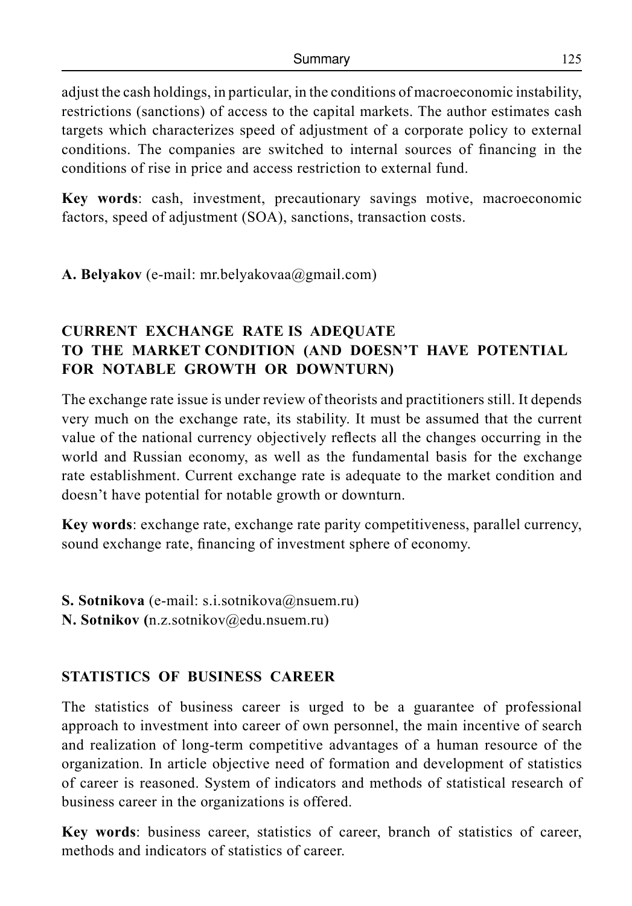adjust the cash holdings, in particular, in the conditions of macroeconomic instability, restrictions (sanctions) of access to the capital markets. The author estimates cash targets which characterizes speed of adjustment of a corporate policy to external conditions. The companies are switched to internal sources of financing in the conditions of rise in price and access restriction to external fund.

**Key words**: cash, investment, precautionary savings motive, macroeconomic factors, speed of adjustment (SOA), sanctions, transaction costs.

**A. Belyakov** (e-mail: mr.belyakovaa@gmail.com)

## CURRENT EXCHANGE RATE IS ADEQUATE TO THE MARKET CONDITION (AND DOESN'T HAVE POTENTIAL FOR NOTABLE GROWTH OR DOWNTURN)

The exchange rate issue is under review of theorists and practitioners still. It depends very much on the exchange rate, its stability. It must be assumed that the current value of the national currency objectively reflects all the changes occurring in the world and Russian economy, as well as the fundamental basis for the exchange rate establishment. Current exchange rate is adequate to the market condition and doesn't have potential for notable growth or downturn.

**Key words**: exchange rate, exchange rate parity competitiveness, parallel currency, sound exchange rate, financing of investment sphere of economy.

**S. Sotnikova** (e-mail: s.i.sotnikova@nsuem.ru)
**N. Sotnikov (**n.z.sotnikov@edu.nsuem.ru)

## STATISTICS OF BUSINESS CAREER

The statistics of business career is urged to be a guarantee of professional approach to investment into career of own personnel, the main incentive of search and realization of long-term competitive advantages of a human resource of the organization. In article objective need of formation and development of statistics of career is reasoned. System of indicators and methods of statistical research of business career in the organizations is offered.

**Key words**: business career, statistics of career, branch of statistics of career, methods and indicators of statistics of career.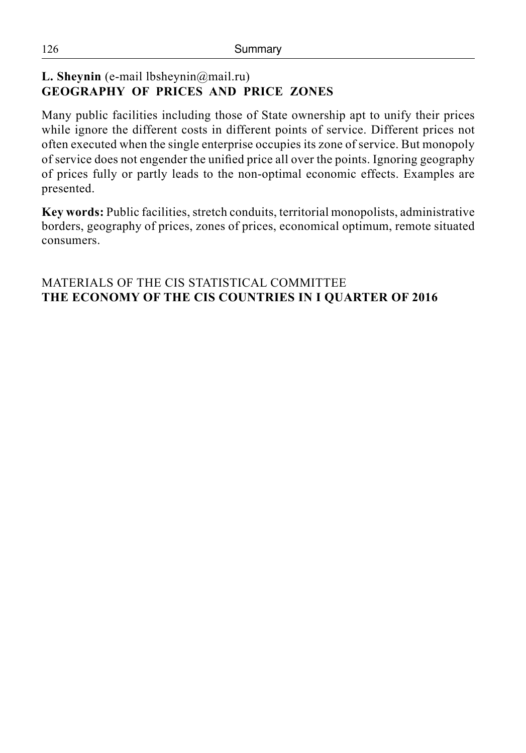**L. Sheynin** (e-mail lbsheynin@mail.ru)
**GEOGRAPHY OF PRICES AND PRICE ZONES**

Many public facilities including those of State ownership apt to unify their prices while ignore the different costs in different points of service. Different prices not often executed when the single enterprise occupies its zone of service. But monopoly of service does not engender the unified price all over the points. Ignoring geography of prices fully or partly leads to the non-optimal economic effects. Examples are presented.

**Key words:** Public facilities, stretch conduits, territorial monopolists, administrative borders, geography of prices, zones of prices, economical optimum, remote situated consumers.

MATERIALS OF THE CIS STATISTICAL COMMITTEE
**THE ECONOMY OF THE CIS COUNTRIES IN I QUARTER OF 2016**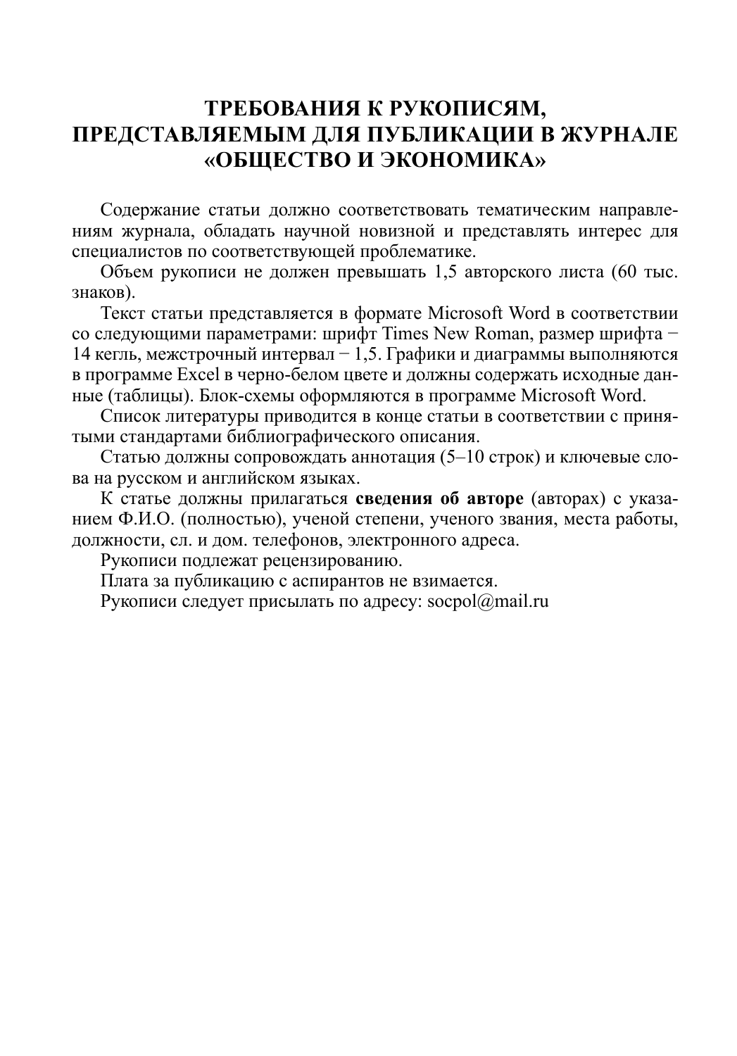# ТРЕБОВАНИЯ К РУКОПИСЯМ, ПРЕДСТАВЛЯЕМЫМ ДЛЯ ПУБЛИКАЦИИ В ЖУРНАЛЕ «ОБЩЕСТВО И ЭКОНОМИКА»

Содержание статьи должно соответствовать тематическим направлениям журнала, обладать научной новизной и представлять интерес для специалистов по соответствующей проблематике.

Объем рукописи не должен превышать 1,5 авторского листа (60 тыс. знаков).

Текст статьи представляется в формате Microsoft Word в соответствии со следующими параметрами: шрифт Times New Roman, размер шрифта − 14 кегль, межстрочный интервал − 1,5. Графики и диаграммы выполняются в программе Excel в черно-белом цвете и должны содержать исходные данные (таблицы). Блок-схемы оформляются в программе Microsoft Word.

Список литературы приводится в конце статьи в соответствии с принятыми стандартами библиографического описания.

Статью должны сопровождать аннотация (5–10 строк) и ключевые слова на русском и английском языках.

К статье должны прилагаться **сведения об авторе** (авторах) с указанием Ф.И.О. (полностью), ученой степени, ученого звания, места работы, должности, сл. и дом. телефонов, электронного адреса.

Рукописи подлежат рецензированию.

Плата за публикацию с аспирантов не взимается.

Рукописи следует присылать по адресу: socpol@mail.ru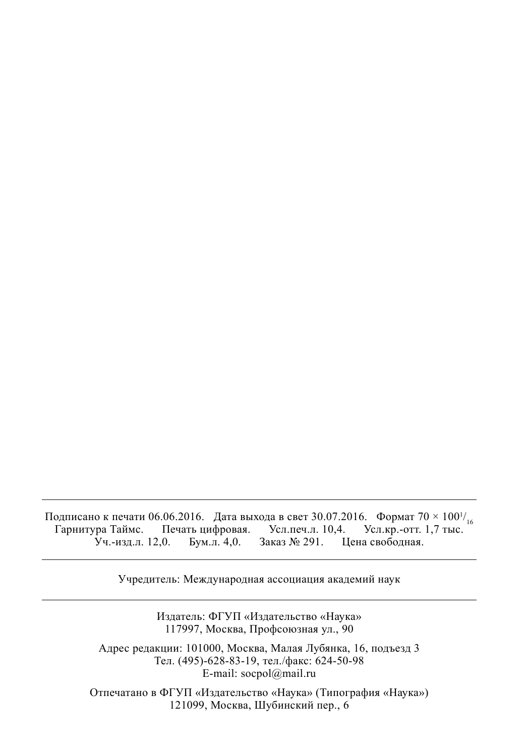---

Подписано к печати 06.06.2016. Дата выхода в свет 30.07.2016. Формат $70 \times 100^{1}/_{16}$
Гарнитура Таймс. Печать цифровая. Усл.печ.л. 10,4. Усл.кр.-отт. 1,7 тыс.
Уч.-изд.л. 12,0. Бум.л. 4,0. Заказ № 291. Цена свободная.

---

Учредитель: Международная ассоциация академий наук

---

Издатель: ФГУП «Издательство «Наука»
117997, Москва, Профсоюзная ул., 90

Адрес редакции: 101000, Москва, Малая Лубянка, 16, подъезд 3
Тел. (495)-628-83-19, тел./факс: 624-50-98
E-mail: socpol@mail.ru

Отпечатано в ФГУП «Издательство «Наука» (Типография «Наука»)
121099, Москва, Шубинский пер., 6